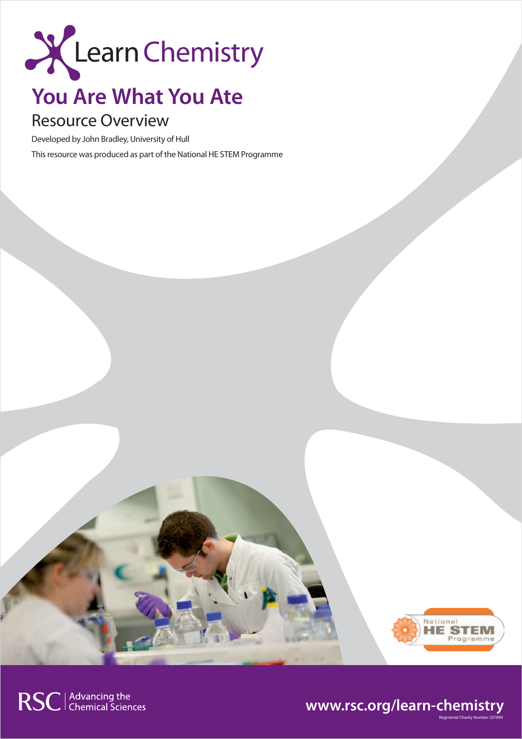Learn Chemistry

# You Are What You Ate

## Resource Overview

Developed by John Bradley, University of Hull

This resource was produced as part of the National HE STEM Programme

RSC | Advancing the Chemical Sciences

www.rsc.org/learn-chemistry

Registered Charity Number 207890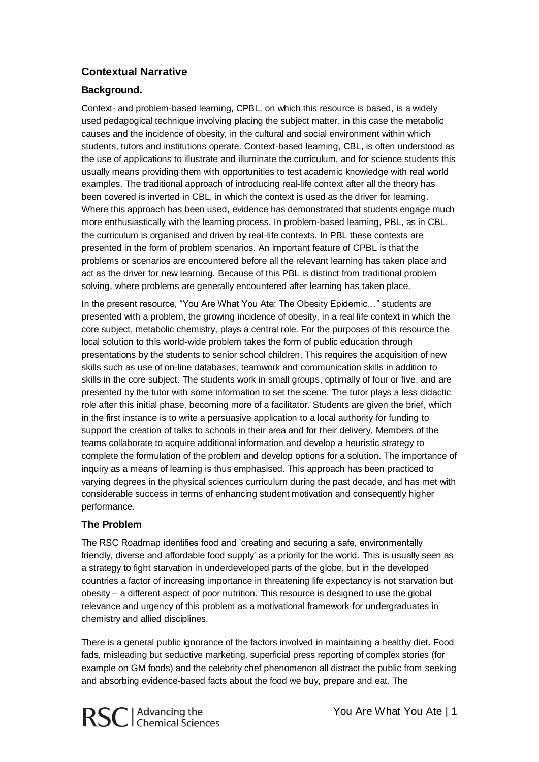## Contextual Narrative

### Background.

Context- and problem-based learning, CPBL, on which this resource is based, is a widely used pedagogical technique involving placing the subject matter, in this case the metabolic causes and the incidence of obesity, in the cultural and social environment within which students, tutors and institutions operate. Context-based learning, CBL, is often understood as the use of applications to illustrate and illuminate the curriculum, and for science students this usually means providing them with opportunities to test academic knowledge with real world examples. The traditional approach of introducing real-life context after all the theory has been covered is inverted in CBL, in which the context is used as the driver for learning. Where this approach has been used, evidence has demonstrated that students engage much more enthusiastically with the learning process. In problem-based learning, PBL, as in CBL, the curriculum is organised and driven by real-life contexts. In PBL these contexts are presented in the form of problem scenarios. An important feature of CPBL is that the problems or scenarios are encountered before all the relevant learning has taken place and act as the driver for new learning. Because of this PBL is distinct from traditional problem solving, where problems are generally encountered after learning has taken place.

In the present resource, "You Are What You Ate: The Obesity Epidemic…" students are presented with a problem, the growing incidence of obesity, in a real life context in which the core subject, metabolic chemistry, plays a central role. For the purposes of this resource the local solution to this world-wide problem takes the form of public education through presentations by the students to senior school children. This requires the acquisition of new skills such as use of on-line databases, teamwork and communication skills in addition to skills in the core subject. The students work in small groups, optimally of four or five, and are presented by the tutor with some information to set the scene. The tutor plays a less didactic role after this initial phase, becoming more of a facilitator. Students are given the brief, which in the first instance is to write a persuasive application to a local authority for funding to support the creation of talks to schools in their area and for their delivery. Members of the teams collaborate to acquire additional information and develop a heuristic strategy to complete the formulation of the problem and develop options for a solution. The importance of inquiry as a means of learning is thus emphasised. This approach has been practiced to varying degrees in the physical sciences curriculum during the past decade, and has met with considerable success in terms of enhancing student motivation and consequently higher performance.

### The Problem

The RSC Roadmap identifies food and 'creating and securing a safe, environmentally friendly, diverse and affordable food supply' as a priority for the world. This is usually seen as a strategy to fight starvation in underdeveloped parts of the globe, but in the developed countries a factor of increasing importance in threatening life expectancy is not starvation but obesity – a different aspect of poor nutrition. This resource is designed to use the global relevance and urgency of this problem as a motivational framework for undergraduates in chemistry and allied disciplines.

There is a general public ignorance of the factors involved in maintaining a healthy diet. Food fads, misleading but seductive marketing, superficial press reporting of complex stories (for example on GM foods) and the celebrity chef phenomenon all distract the public from seeking and absorbing evidence-based facts about the food we buy, prepare and eat. The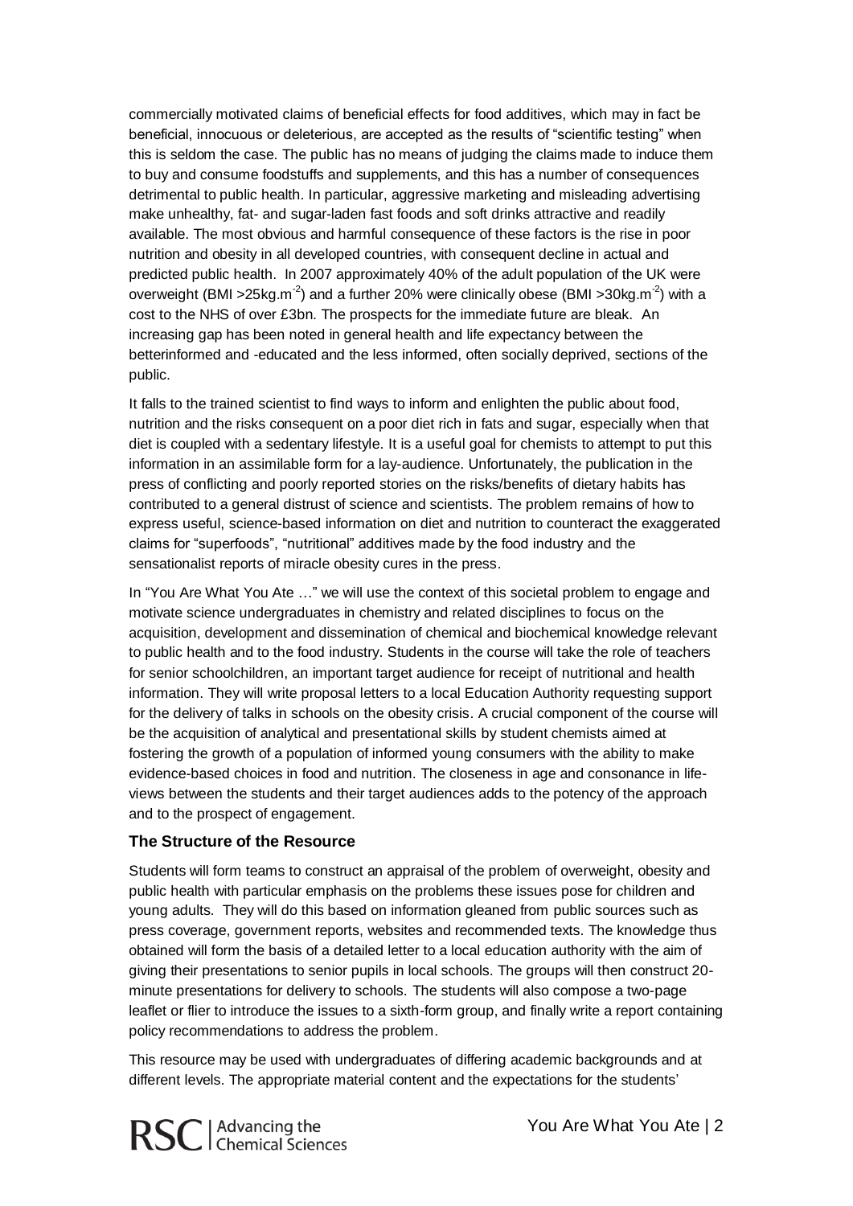commercially motivated claims of beneficial effects for food additives, which may in fact be beneficial, innocuous or deleterious, are accepted as the results of "scientific testing" when this is seldom the case. The public has no means of judging the claims made to induce them to buy and consume foodstuffs and supplements, and this has a number of consequences detrimental to public health. In particular, aggressive marketing and misleading advertising make unhealthy, fat- and sugar-laden fast foods and soft drinks attractive and readily available. The most obvious and harmful consequence of these factors is the rise in poor nutrition and obesity in all developed countries, with consequent decline in actual and predicted public health. In 2007 approximately 40% of the adult population of the UK were overweight (BMI >25kg.m$^{-2}$) and a further 20% were clinically obese (BMI >30kg.m$^{-2}$) with a cost to the NHS of over £3bn. The prospects for the immediate future are bleak. An increasing gap has been noted in general health and life expectancy between the betterinformed and -educated and the less informed, often socially deprived, sections of the public.

It falls to the trained scientist to find ways to inform and enlighten the public about food, nutrition and the risks consequent on a poor diet rich in fats and sugar, especially when that diet is coupled with a sedentary lifestyle. It is a useful goal for chemists to attempt to put this information in an assimilable form for a lay-audience. Unfortunately, the publication in the press of conflicting and poorly reported stories on the risks/benefits of dietary habits has contributed to a general distrust of science and scientists. The problem remains of how to express useful, science-based information on diet and nutrition to counteract the exaggerated claims for "superfoods", "nutritional" additives made by the food industry and the sensationalist reports of miracle obesity cures in the press.

In "You Are What You Ate …" we will use the context of this societal problem to engage and motivate science undergraduates in chemistry and related disciplines to focus on the acquisition, development and dissemination of chemical and biochemical knowledge relevant to public health and to the food industry. Students in the course will take the role of teachers for senior schoolchildren, an important target audience for receipt of nutritional and health information. They will write proposal letters to a local Education Authority requesting support for the delivery of talks in schools on the obesity crisis. A crucial component of the course will be the acquisition of analytical and presentational skills by student chemists aimed at fostering the growth of a population of informed young consumers with the ability to make evidence-based choices in food and nutrition. The closeness in age and consonance in life-views between the students and their target audiences adds to the potency of the approach and to the prospect of engagement.

### The Structure of the Resource

Students will form teams to construct an appraisal of the problem of overweight, obesity and public health with particular emphasis on the problems these issues pose for children and young adults. They will do this based on information gleaned from public sources such as press coverage, government reports, websites and recommended texts. The knowledge thus obtained will form the basis of a detailed letter to a local education authority with the aim of giving their presentations to senior pupils in local schools. The groups will then construct 20-minute presentations for delivery to schools. The students will also compose a two-page leaflet or flier to introduce the issues to a sixth-form group, and finally write a report containing policy recommendations to address the problem.

This resource may be used with undergraduates of differing academic backgrounds and at different levels. The appropriate material content and the expectations for the students'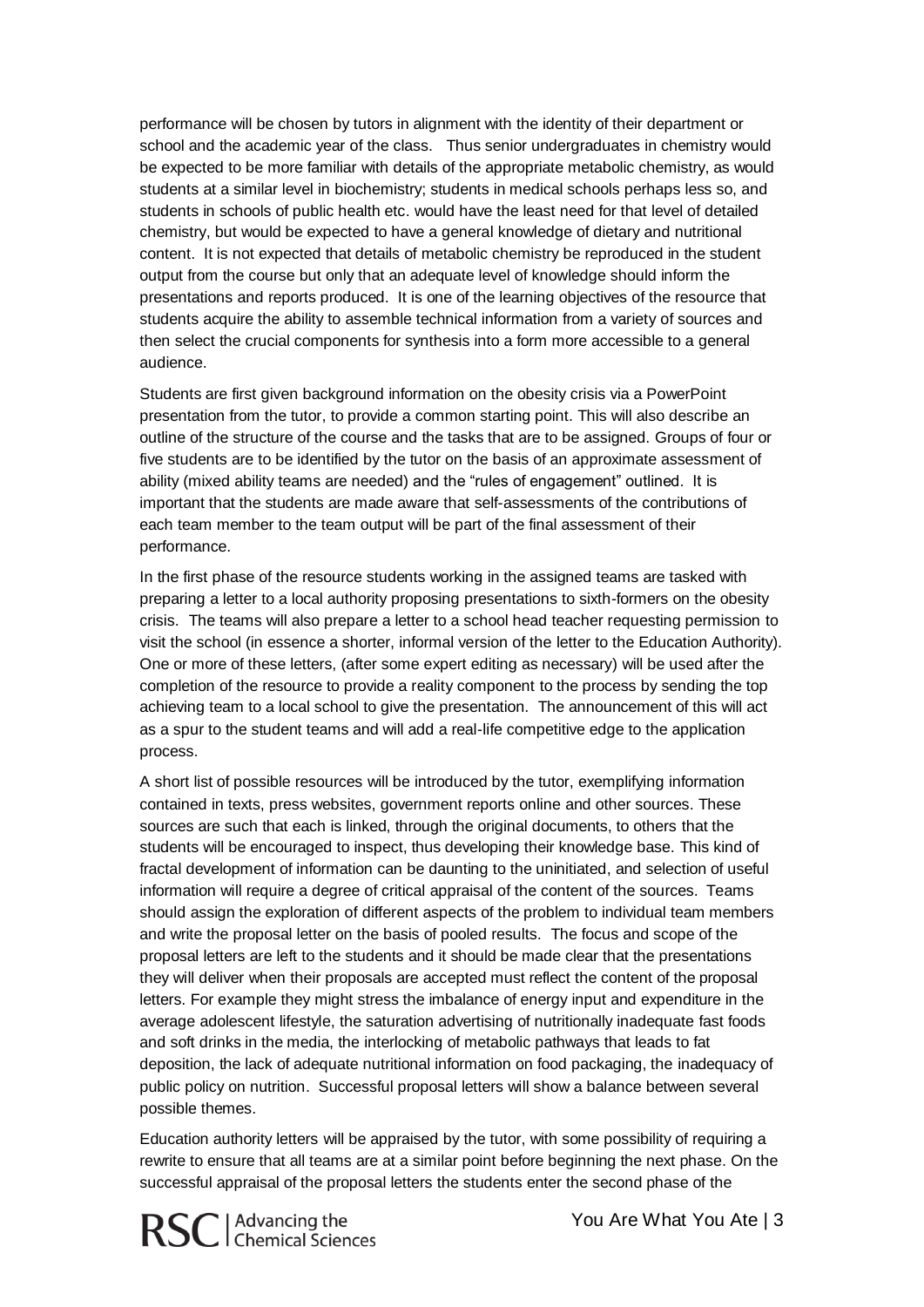performance will be chosen by tutors in alignment with the identity of their department or school and the academic year of the class. Thus senior undergraduates in chemistry would be expected to be more familiar with details of the appropriate metabolic chemistry, as would students at a similar level in biochemistry; students in medical schools perhaps less so, and students in schools of public health etc. would have the least need for that level of detailed chemistry, but would be expected to have a general knowledge of dietary and nutritional content. It is not expected that details of metabolic chemistry be reproduced in the student output from the course but only that an adequate level of knowledge should inform the presentations and reports produced. It is one of the learning objectives of the resource that students acquire the ability to assemble technical information from a variety of sources and then select the crucial components for synthesis into a form more accessible to a general audience.

Students are first given background information on the obesity crisis via a PowerPoint presentation from the tutor, to provide a common starting point. This will also describe an outline of the structure of the course and the tasks that are to be assigned. Groups of four or five students are to be identified by the tutor on the basis of an approximate assessment of ability (mixed ability teams are needed) and the "rules of engagement" outlined. It is important that the students are made aware that self-assessments of the contributions of each team member to the team output will be part of the final assessment of their performance.

In the first phase of the resource students working in the assigned teams are tasked with preparing a letter to a local authority proposing presentations to sixth-formers on the obesity crisis. The teams will also prepare a letter to a school head teacher requesting permission to visit the school (in essence a shorter, informal version of the letter to the Education Authority). One or more of these letters, (after some expert editing as necessary) will be used after the completion of the resource to provide a reality component to the process by sending the top achieving team to a local school to give the presentation. The announcement of this will act as a spur to the student teams and will add a real-life competitive edge to the application process.

A short list of possible resources will be introduced by the tutor, exemplifying information contained in texts, press websites, government reports online and other sources. These sources are such that each is linked, through the original documents, to others that the students will be encouraged to inspect, thus developing their knowledge base. This kind of fractal development of information can be daunting to the uninitiated, and selection of useful information will require a degree of critical appraisal of the content of the sources. Teams should assign the exploration of different aspects of the problem to individual team members and write the proposal letter on the basis of pooled results. The focus and scope of the proposal letters are left to the students and it should be made clear that the presentations they will deliver when their proposals are accepted must reflect the content of the proposal letters. For example they might stress the imbalance of energy input and expenditure in the average adolescent lifestyle, the saturation advertising of nutritionally inadequate fast foods and soft drinks in the media, the interlocking of metabolic pathways that leads to fat deposition, the lack of adequate nutritional information on food packaging, the inadequacy of public policy on nutrition. Successful proposal letters will show a balance between several possible themes.

Education authority letters will be appraised by the tutor, with some possibility of requiring a rewrite to ensure that all teams are at a similar point before beginning the next phase. On the successful appraisal of the proposal letters the students enter the second phase of the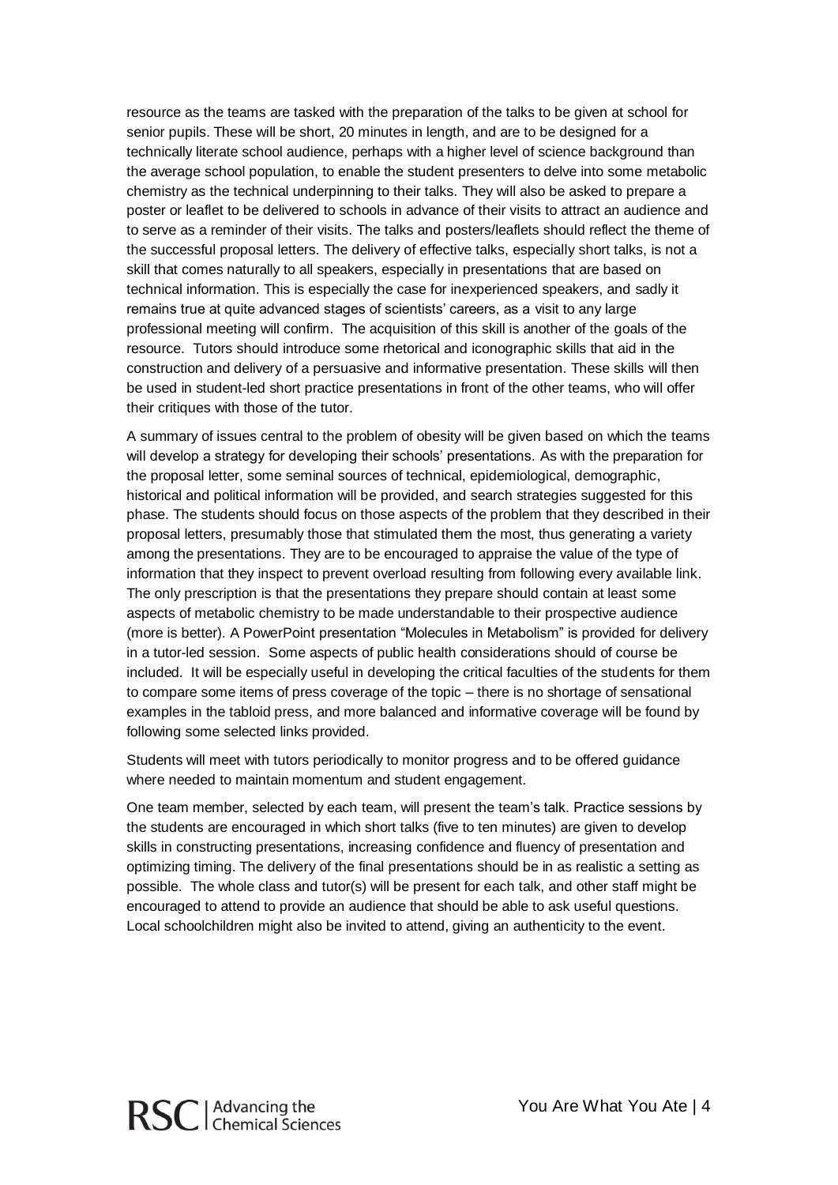resource as the teams are tasked with the preparation of the talks to be given at school for senior pupils. These will be short, 20 minutes in length, and are to be designed for a technically literate school audience, perhaps with a higher level of science background than the average school population, to enable the student presenters to delve into some metabolic chemistry as the technical underpinning to their talks. They will also be asked to prepare a poster or leaflet to be delivered to schools in advance of their visits to attract an audience and to serve as a reminder of their visits. The talks and posters/leaflets should reflect the theme of the successful proposal letters. The delivery of effective talks, especially short talks, is not a skill that comes naturally to all speakers, especially in presentations that are based on technical information. This is especially the case for inexperienced speakers, and sadly it remains true at quite advanced stages of scientists' careers, as a visit to any large professional meeting will confirm. The acquisition of this skill is another of the goals of the resource. Tutors should introduce some rhetorical and iconographic skills that aid in the construction and delivery of a persuasive and informative presentation. These skills will then be used in student-led short practice presentations in front of the other teams, who will offer their critiques with those of the tutor.

A summary of issues central to the problem of obesity will be given based on which the teams will develop a strategy for developing their schools' presentations. As with the preparation for the proposal letter, some seminal sources of technical, epidemiological, demographic, historical and political information will be provided, and search strategies suggested for this phase. The students should focus on those aspects of the problem that they described in their proposal letters, presumably those that stimulated them the most, thus generating a variety among the presentations. They are to be encouraged to appraise the value of the type of information that they inspect to prevent overload resulting from following every available link. The only prescription is that the presentations they prepare should contain at least some aspects of metabolic chemistry to be made understandable to their prospective audience (more is better). A PowerPoint presentation "Molecules in Metabolism" is provided for delivery in a tutor-led session. Some aspects of public health considerations should of course be included. It will be especially useful in developing the critical faculties of the students for them to compare some items of press coverage of the topic – there is no shortage of sensational examples in the tabloid press, and more balanced and informative coverage will be found by following some selected links provided.

Students will meet with tutors periodically to monitor progress and to be offered guidance where needed to maintain momentum and student engagement.

One team member, selected by each team, will present the team's talk. Practice sessions by the students are encouraged in which short talks (five to ten minutes) are given to develop skills in constructing presentations, increasing confidence and fluency of presentation and optimizing timing. The delivery of the final presentations should be in as realistic a setting as possible. The whole class and tutor(s) will be present for each talk, and other staff might be encouraged to attend to provide an audience that should be able to ask useful questions. Local schoolchildren might also be invited to attend, giving an authenticity to the event.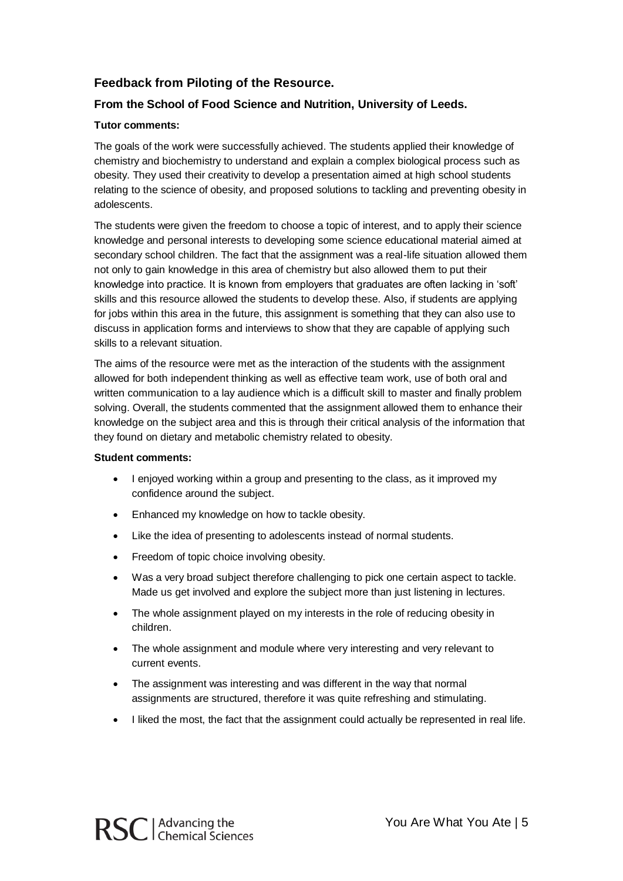## Feedback from Piloting of the Resource.

### From the School of Food Science and Nutrition, University of Leeds.

**Tutor comments:**

The goals of the work were successfully achieved. The students applied their knowledge of chemistry and biochemistry to understand and explain a complex biological process such as obesity. They used their creativity to develop a presentation aimed at high school students relating to the science of obesity, and proposed solutions to tackling and preventing obesity in adolescents.

The students were given the freedom to choose a topic of interest, and to apply their science knowledge and personal interests to developing some science educational material aimed at secondary school children. The fact that the assignment was a real-life situation allowed them not only to gain knowledge in this area of chemistry but also allowed them to put their knowledge into practice. It is known from employers that graduates are often lacking in 'soft' skills and this resource allowed the students to develop these. Also, if students are applying for jobs within this area in the future, this assignment is something that they can also use to discuss in application forms and interviews to show that they are capable of applying such skills to a relevant situation.

The aims of the resource were met as the interaction of the students with the assignment allowed for both independent thinking as well as effective team work, use of both oral and written communication to a lay audience which is a difficult skill to master and finally problem solving. Overall, the students commented that the assignment allowed them to enhance their knowledge on the subject area and this is through their critical analysis of the information that they found on dietary and metabolic chemistry related to obesity.

**Student comments:**

- I enjoyed working within a group and presenting to the class, as it improved my confidence around the subject.
- Enhanced my knowledge on how to tackle obesity.
- Like the idea of presenting to adolescents instead of normal students.
- Freedom of topic choice involving obesity.
- Was a very broad subject therefore challenging to pick one certain aspect to tackle. Made us get involved and explore the subject more than just listening in lectures.
- The whole assignment played on my interests in the role of reducing obesity in children.
- The whole assignment and module where very interesting and very relevant to current events.
- The assignment was interesting and was different in the way that normal assignments are structured, therefore it was quite refreshing and stimulating.
- I liked the most, the fact that the assignment could actually be represented in real life.